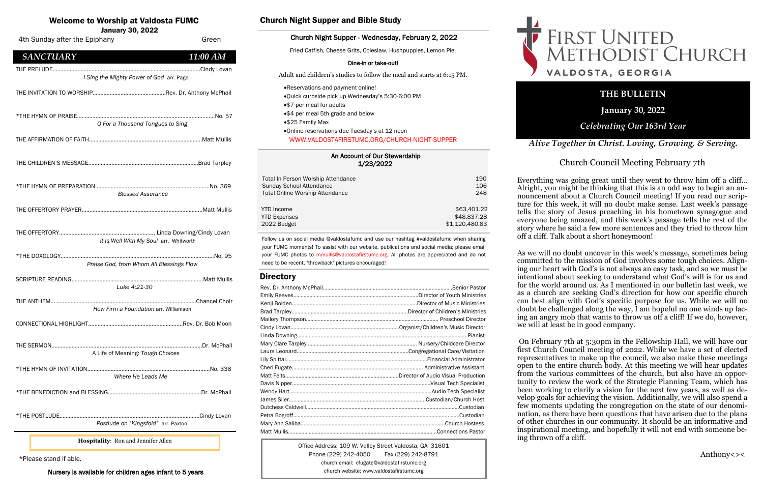# Welcome to Worship at Valdosta FUMC

**January 30, 2022**

4th Sunday after the Epiphany — Green

## *SANCTUARY* — *11:00 AM*

THE PRELUDE....................Cindy Lovan
*I Sing the Mighty Power of God* arr. Page

THE INVITATION TO WORSHIP....................Rev. Dr. Anthony McPhail

*THE HYMN OF PRAISE....................No. 57
*O For a Thousand Tongues to Sing*

THE AFFIRMATION OF FAITH....................Matt Mullis

THE CHILDREN'S MESSAGE....................Brad Tarpley

*THE HYMN OF PREPARATION....................No. 369
*Blessed Assurance*

THE OFFERTORY PRAYER....................Matt Mullis

THE OFFERTORY.................... Linda Downing/Cindy Lovan
*It Is Well With My Soul* arr. Whitworth

*THE DOXOLOGY....................No. 95
*Praise God, from Whom All Blessings Flow*

SCRIPTURE READING....................Matt Mullis
*Luke 4:21-30*

THE ANTHEM....................Chancel Choir
*How Firm a Foundation* arr. Williamson

CONNECTIONAL HIGHLIGHT....................Rev. Dr. Bob Moon

THE SERMON....................Dr. McPhail
*A Life of Meaning: Tough Choices*

*THE HYMN OF INVITATION....................No. 338
*Where He Leads Me*

*THE BENEDICTION and BLESSING....................Dr. McPhail

*THE POSTLUDE....................Cindy Lovan
*Postlude on "Kingsfold"* arr. Paxton

**Hospitality**: Ron and Jennifer Allen

*Please stand if able.

**Nursery is available for children ages infant to 5 years**

## Church Night Supper and Bible Study

### Church Night Supper - Wednesday, February 2, 2022

Fried Catfish, Cheese Grits, Coleslaw, Hushpuppies, Lemon Pie.

**Dine-in or take-out!**

Adult and children's studies to follow the meal and starts at 6:15 PM.

- Reservations and payment online!
- Quick curbside pick up Wednesday's 5:30-6:00 PM
- $7 per meal for adults
- $4 per meal 5th grade and below
- $25 Family Max
- Online reservations due Tuesday's at 12 noon
  WWW.VALDOSTAFIRSTUMC.ORG/CHURCH-NIGHT-SUPPER

### An Account of Our Stewardship 1/23/2022

| | |
|---|---|
| Total In Person Worship Attendance | 190 |
| Sunday School Attendance | 106 |
| Total Online Worship Attendance | 248 |
| YTD Income | $63,401.22 |
| YTD Expenses | $48,837.28 |
| 2022 Budget | $1,120,480.83 |

Follow us on social media @valdostafumc and use our hashtag #valdostafumc when sharing your FUMC moments! To assist with our website, publications and social media; please email your FUMC photos to mmullis@valdostafirstumc.org. All photos are appreciated and do not need to be recent, "throwback" pictures encouraged!

## Directory

| Name | Position |
|---|---|
| Rev. Dr. Anthony McPhail | Senior Pastor |
| Emily Reaves | Director of Youth Ministries |
| Kenji Bolden | Director of Music Ministries |
| Brad Tarpley | Director of Children's Ministries |
| Mallory Thompson | Preschool Director |
| Cindy Lovan | Organist/Children's Music Director |
| Linda Downing | Pianist |
| Mary Clare Tarpley | Nursery/Childcare Director |
| Laura Leonard | Congregational Care/Visitation |
| Lily Spittal | Financial Administrator |
| Cheri Fugate | Administrative Assistant |
| Matt Felts | Director of Audio Visual Production |
| Davis Nipper | Visual Tech Specialist |
| Wendy Hart | Audio Tech Specialist |
| James Siler | Custodian/Church Host |
| Dutchess Caldwell | Custodian |
| Petra Bogroff | Custodian |
| Mary Ann Saliba | Church Hostess |
| Matt Mullis | Connections Pastor |

Office Address: 109 W. Valley Street Valdosta, GA 31601
Phone (229) 242-4050 Fax (229) 242-8791
church email: cfugate@valdostafirstumc.org
church website: www.valdostafirstumc.org

# FIRST UNITED METHODIST CHURCH

VALDOSTA, GEORGIA

**THE BULLETIN**

**January 30, 2022**

***Celebrating Our 163rd Year***

***Alive Together in Christ. Loving, Growing, & Serving.***

## Church Council Meeting February 7th

Everything was going great until they went to throw him off a cliff... Alright, you might be thinking that this is an odd way to begin an announcement about a Church Council meeting! If you read our scripture for this week, it will no doubt make sense. Last week's passage tells the story of Jesus preaching in his hometown synagogue and everyone being amazed, and this week's passage tells the rest of the story where he said a few more sentences and they tried to throw him off a cliff. Talk about a short honeymoon!

As we will no doubt uncover in this week's message, sometimes being committed to the mission of God involves some tough choices. Aligning our heart with God's is not always an easy task, and so we must be intentional about seeking to understand what God's will is for us and for the world around us. As I mentioned in our bulletin last week, we as a church are seeking God's direction for how our specific church can best align with God's specific purpose for us. While we will no doubt be challenged along the way, I am hopeful no one winds up facing an angry mob that wants to throw us off a cliff! If we do, however, we will at least be in good company.

On February 7th at 5:30pm in the Fellowship Hall, we will have our first Church Council meeting of 2022. While we have a set of elected representatives to make up the council, we also make these meetings open to the entire church body. At this meeting we will hear updates from the various committees of the church, but also have an opportunity to review the work of the Strategic Planning Team, which has been working to clarify a vision for the next few years, as well as develop goals for achieving the vision. Additionally, we will also spend a few moments updating the congregation on the state of our denomination, as there have been questions that have arisen due to the plans of other churches in our community. It should be an informative and inspirational meeting, and hopefully it will not end with someone being thrown off a cliff.

Anthony<><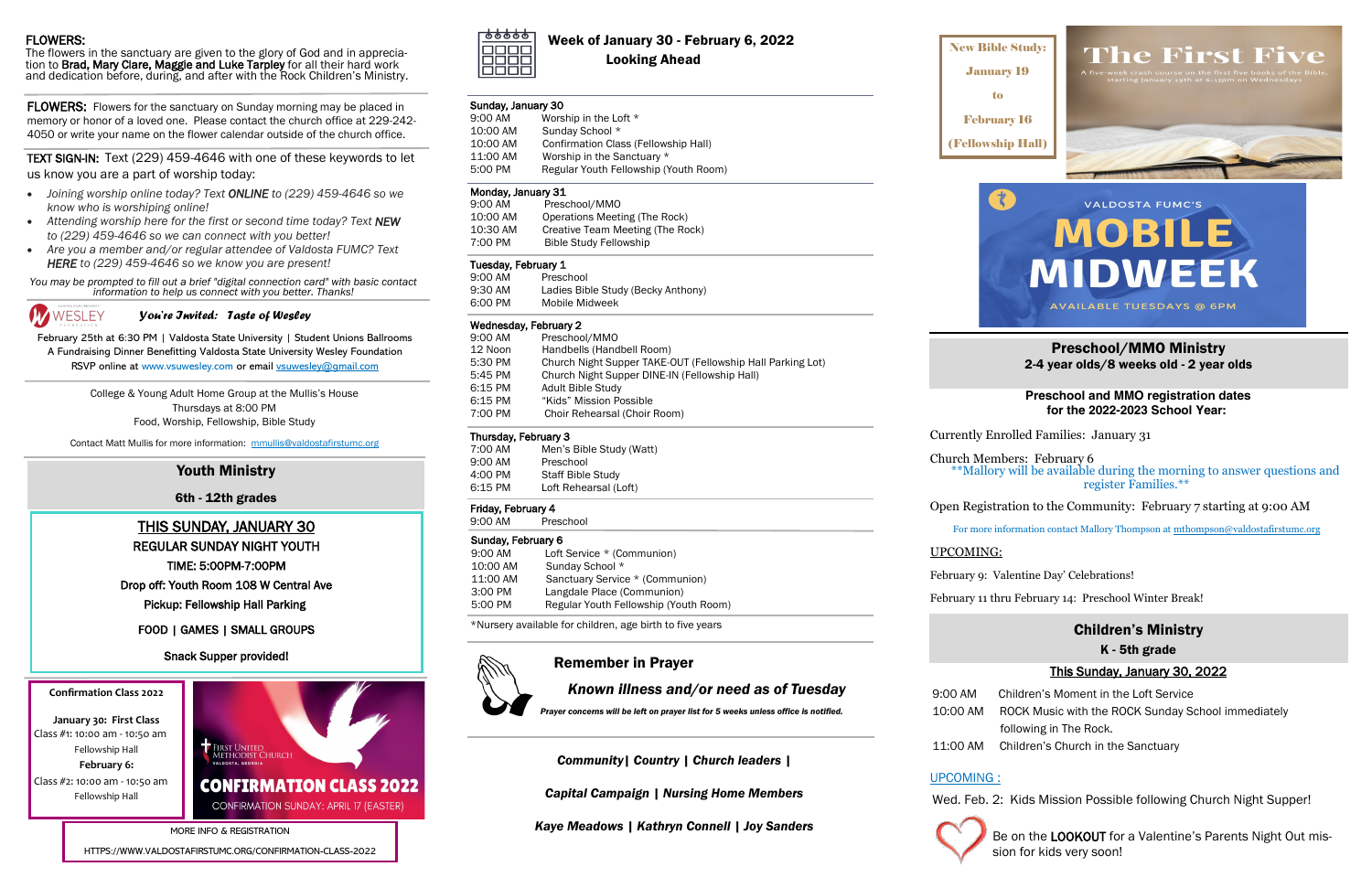**FLOWERS:**
The flowers in the sanctuary are given to the glory of God and in appreciation to **Brad, Mary Clare, Maggie and Luke Tarpley** for all their hard work and dedication before, during, and after with the Rock Children's Ministry.

**FLOWERS:** Flowers for the sanctuary on Sunday morning may be placed in memory or honor of a loved one. Please contact the church office at 229-242-4050 or write your name on the flower calendar outside of the church office.

**TEXT SIGN-IN:** Text (229) 459-4646 with one of these keywords to let us know you are a part of worship today:

- *Joining worship online today? Text **ONLINE** to (229) 459-4646 so we know who is worshiping online!*
- *Attending worship here for the first or second time today? Text **NEW** to (229) 459-4646 so we can connect with you better!*
- *Are you a member and/or regular attendee of Valdosta FUMC? Text **HERE** to (229) 459-4646 so we know you are present!*

*You may be prompted to fill out a brief "digital connection card" with basic contact information to help us connect with you better. Thanks!*

WESLEY FOUNDATION *You're Invited: Taste of Wesley*

February 25th at 6:30 PM | Valdosta State University | Student Unions Ballrooms
A Fundraising Dinner Benefitting Valdosta State University Wesley Foundation
RSVP online at www.vsuwesley.com or email vsuwesley@gmail.com

College & Young Adult Home Group at the Mullis's House
Thursdays at 8:00 PM
Food, Worship, Fellowship, Bible Study

Contact Matt Mullis for more information: mmullis@valdostafirstumc.org

## Youth Ministry

**6th - 12th grades**

**THIS SUNDAY, JANUARY 30**
REGULAR SUNDAY NIGHT YOUTH
TIME: 5:00PM-7:00PM
Drop off: Youth Room 108 W Central Ave
Pickup: Fellowship Hall Parking
FOOD | GAMES | SMALL GROUPS
Snack Supper provided!

**Confirmation Class 2022**

**January 30: First Class**
Class #1: 10:00 am - 10:50 am
Fellowship Hall
**February 6:**
Class #2: 10:00 am - 10:50 am
Fellowship Hall

FIRST UNITED METHODIST CHURCH VALDOSTA, GEORGIA
CONFIRMATION CLASS 2022
CONFIRMATION SUNDAY: APRIL 17 (EASTER)

MORE INFO & REGISTRATION
HTTPS://WWW.VALDOSTAFIRSTUMC.ORG/CONFIRMATION-CLASS-2022

## Week of January 30 - February 6, 2022
### Looking Ahead

**Sunday, January 30**

| | |
|---|---|
| 9:00 AM | Worship in the Loft * |
| 10:00 AM | Sunday School * |
| 10:00 AM | Confirmation Class (Fellowship Hall) |
| 11:00 AM | Worship in the Sanctuary * |
| 5:00 PM | Regular Youth Fellowship (Youth Room) |

**Monday, January 31**

| | |
|---|---|
| 9:00 AM | Preschool/MMO |
| 10:00 AM | Operations Meeting (The Rock) |
| 10:30 AM | Creative Team Meeting (The Rock) |
| 7:00 PM | Bible Study Fellowship |

**Tuesday, February 1**

| | |
|---|---|
| 9:00 AM | Preschool |
| 9:30 AM | Ladies Bible Study (Becky Anthony) |
| 6:00 PM | Mobile Midweek |

**Wednesday, February 2**

| | |
|---|---|
| 9:00 AM | Preschool/MMO |
| 12 Noon | Handbells (Handbell Room) |
| 5:30 PM | Church Night Supper TAKE-OUT (Fellowship Hall Parking Lot) |
| 5:45 PM | Church Night Supper DINE-IN (Fellowship Hall) |
| 6:15 PM | Adult Bible Study |
| 6:15 PM | "Kids" Mission Possible |
| 7:00 PM | Choir Rehearsal (Choir Room) |

**Thursday, February 3**

| | |
|---|---|
| 7:00 AM | Men's Bible Study (Watt) |
| 9:00 AM | Preschool |
| 4:00 PM | Staff Bible Study |
| 6:15 PM | Loft Rehearsal (Loft) |

**Friday, February 4**

| | |
|---|---|
| 9:00 AM | Preschool |

**Sunday, February 6**

| | |
|---|---|
| 9:00 AM | Loft Service * (Communion) |
| 10:00 AM | Sunday School * |
| 11:00 AM | Sanctuary Service * (Communion) |
| 3:00 PM | Langdale Place (Communion) |
| 5:00 PM | Regular Youth Fellowship (Youth Room) |

*Nursery available for children, age birth to five years

### Remember in Prayer

***Known illness and/or need as of Tuesday***

***Prayer concerns will be left on prayer list for 5 weeks unless office is notified.***

***Community| Country | Church leaders |***

***Capital Campaign | Nursing Home Members***

***Kaye Meadows | Kathryn Connell | Joy Sanders***

**New Bible Study: January 19 to February 16 (Fellowship Hall)**

**The First Five**
A five-week crash course on the first five books of the Bible, starting January 19th at 6:15pm on Wednesdays

VALDOSTA FUMC'S
**MOBILE MIDWEEK**
AVAILABLE TUESDAYS @ 6PM

## Preschool/MMO Ministry
**2-4 year olds/8 weeks old - 2 year olds**

**Preschool and MMO registration dates for the 2022-2023 School Year:**

Currently Enrolled Families: January 31

Church Members: February 6
**Mallory will be available during the morning to answer questions and register Families.**

Open Registration to the Community: February 7 starting at 9:00 AM

For more information contact Mallory Thompson at mthompson@valdostafirstumc.org

UPCOMING:

February 9: Valentine Day' Celebrations!

February 11 thru February 14: Preschool Winter Break!

## Children's Ministry
**K - 5th grade**

**This Sunday, January 30, 2022**

| | |
|---|---|
| 9:00 AM | Children's Moment in the Loft Service |
| 10:00 AM | ROCK Music with the ROCK Sunday School immediately following in The Rock. |
| 11:00 AM | Children's Church in the Sanctuary |

UPCOMING :

Wed. Feb. 2: Kids Mission Possible following Church Night Supper!

Be on the **LOOKOUT** for a Valentine's Parents Night Out mission for kids very soon!